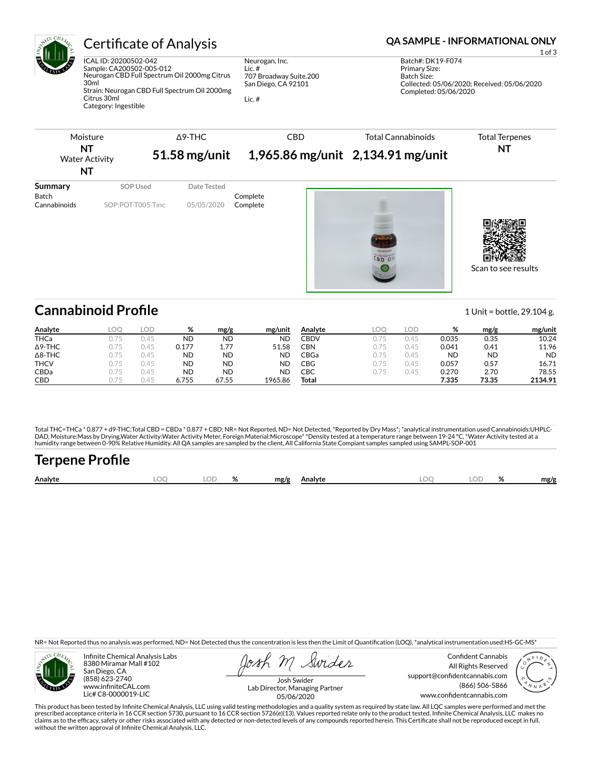# Certificate of Analysis

**QA SAMPLE - INFORMATIONAL ONLY**

ICAL ID: 20200502-042
Sample: CA200502-005-012
Neurogan CBD Full Spectrum Oil 2000mg Citrus 30ml
Strain: Neurogan CBD Full Spectrum Oil 2000mg Citrus 30ml
Category: Ingestible

Neurogan, Inc.
Lic. #
707 Broadway Suite.200
San Diego, CA 92101

Lic. #

Batch#: DK19-F074
Primary Size:
Batch Size:
Collected: 05/06/2020; Received: 05/06/2020
Completed: 05/06/2020

| Moisture | Δ9-THC | CBD | Total Cannabinoids | Total Terpenes |
|---|---|---|---|---|
| **NT** | **51.58 mg/unit** | **1,965.86 mg/unit** | **2,134.91 mg/unit** | **NT** |
| Water Activity **NT** | | | | |

| Summary | SOP Used | Date Tested | |
|---|---|---|---|
| Batch | | | Complete |
| Cannabinoids | SOP:POT-T005-Tinc | 05/05/2020 | Complete |

Scan to see results

## Cannabinoid Profile

1 Unit = bottle, 29.104 g.

| Analyte | LOQ | LOD | % | mg/g | mg/unit |
|---|---|---|---|---|---|
| THCa | 0.75 | 0.45 | ND | ND | ND |
| Δ9-THC | 0.75 | 0.45 | 0.177 | 1.77 | 51.58 |
| Δ8-THC | 0.75 | 0.45 | ND | ND | ND |
| THCV | 0.75 | 0.45 | ND | ND | ND |
| CBDa | 0.75 | 0.45 | ND | ND | ND |
| CBD | 0.75 | 0.45 | 6.755 | 67.55 | 1965.86 |
| CBDV | 0.75 | 0.45 | 0.035 | 0.35 | 10.24 |
| CBN | 0.75 | 0.45 | 0.041 | 0.41 | 11.96 |
| CBGa | 0.75 | 0.45 | ND | ND | ND |
| CBG | 0.75 | 0.45 | 0.057 | 0.57 | 16.71 |
| CBC | 0.75 | 0.45 | 0.270 | 2.70 | 78.55 |
| **Total** | | | **7.335** | **73.35** | **2134.91** |

Total THC=THCa * 0.877 + d9-THC;Total CBD = CBDa * 0.877 + CBD; NR= Not Reported, ND= Not Detected, *Reported by Dry Mass*; *analytical instrumentation used Cannabinoids:UHPLC-DAD, Moisture:Mass by Drying,Water Activity:Water Activity Meter, Foreign Material:Microscope* *Density tested at a temperature range between 19-24 °C, *Water Activity tested at a humidity range between 0-90% Relative Humidity. All QA samples are sampled by the client, All California State Compiant samples sampled using SAMPL-SOP-001

## Terpene Profile

| Analyte | LOQ | LOD | % | mg/g | Analyte | LOQ | LOD | % | mg/g |
|---|---|---|---|---|---|---|---|---|---|

NR= Not Reported thus no analysis was performed, ND= Not Detected thus the concentration is less then the Limit of Quantification (LOQ), *analytical instrumentation used:HS-GC-MS*

Infinite Chemical Analysis Labs
8380 Miramar Mall #102
San Diego, CA
(858) 623-2740
www.infiniteCAL.com
Lic# C8-0000019-LIC

Josh Swider
Lab Director, Managing Partner
05/06/2020

Confident Cannabis
All Rights Reserved
support@confidentcannabis.com
(866) 506-5866
www.confidentcannabis.com

This product has been tested by Infinite Chemical Analysis, LLC using valid testing methodologies and a quality system as required by state law. All LQC samples were performed and met the prescribed acceptance criteria in 16 CCR section 5730, pursuant to 16 CCR section 5726(e)(13). Values reported relate only to the product tested. Infinite Chemical Analysis, LLC makes no claims as to the efficacy, safety or other risks associated with any detected or non-detected levels of any compounds reported herein. This Certificate shall not be reproduced except in full, without the written approval of Infinite Chemical Analysis, LLC.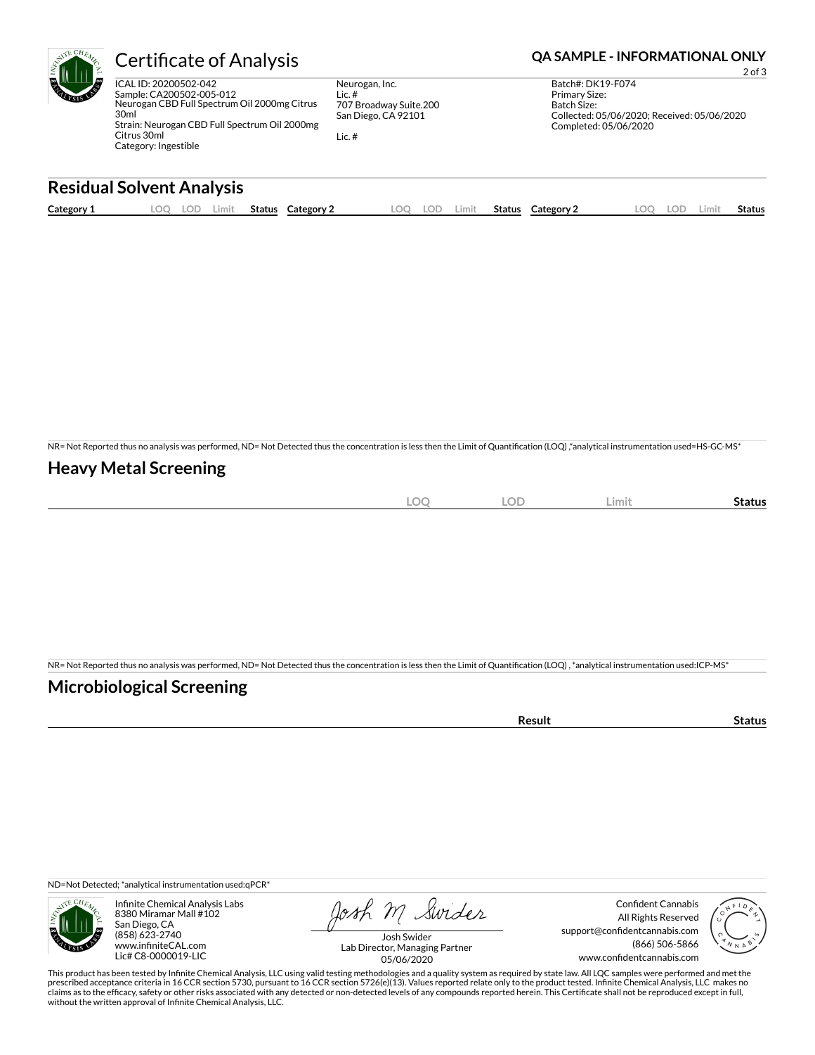# Certificate of Analysis

**QA SAMPLE - INFORMATIONAL ONLY**

ICAL ID: 20200502-042
Sample: CA200502-005-012
Neurogan CBD Full Spectrum Oil 2000mg Citrus 30ml
Strain: Neurogan CBD Full Spectrum Oil 2000mg Citrus 30ml
Category: Ingestible

Neurogan, Inc.
Lic. #
707 Broadway Suite.200
San Diego, CA 92101

Lic. #

Batch#: DK19-F074
Primary Size:
Batch Size:
Collected: 05/06/2020; Received: 05/06/2020
Completed: 05/06/2020

## Residual Solvent Analysis

| Category 1 | LOQ | LOD | Limit | Status | Category 2 | LOQ | LOD | Limit | Status | Category 2 | LOQ | LOD | Limit | Status |
|---|---|---|---|---|---|---|---|---|---|---|---|---|---|---|

NR= Not Reported thus no analysis was performed, ND= Not Detected thus the concentration is less then the Limit of Quantification (LOQ) ,*analytical instrumentation used=HS-GC-MS*

## Heavy Metal Screening

| | LOQ | LOD | Limit | Status |
|---|---|---|---|---|

NR= Not Reported thus no analysis was performed, ND= Not Detected thus the concentration is less then the Limit of Quantification (LOQ) , *analytical instrumentation used:ICP-MS*

## Microbiological Screening

| | Result | Status |
|---|---|---|

ND=Not Detected; *analytical instrumentation used:qPCR*

Infinite Chemical Analysis Labs
8380 Miramar Mall #102
San Diego, CA
(858) 623-2740
www.infiniteCAL.com
Lic# C8-0000019-LIC

Josh Swider
Lab Director, Managing Partner
05/06/2020

Confident Cannabis
All Rights Reserved
support@confidentcannabis.com
(866) 506-5866
www.confidentcannabis.com

This product has been tested by Infinite Chemical Analysis, LLC using valid testing methodologies and a quality system as required by state law. All LQC samples were performed and met the prescribed acceptance criteria in 16 CCR section 5730, pursuant to 16 CCR section 5726(e)(13). Values reported relate only to the product tested. Infinite Chemical Analysis, LLC makes no claims as to the efficacy, safety or other risks associated with any detected or non-detected levels of any compounds reported herein. This Certificate shall not be reproduced except in full, without the written approval of Infinite Chemical Analysis, LLC.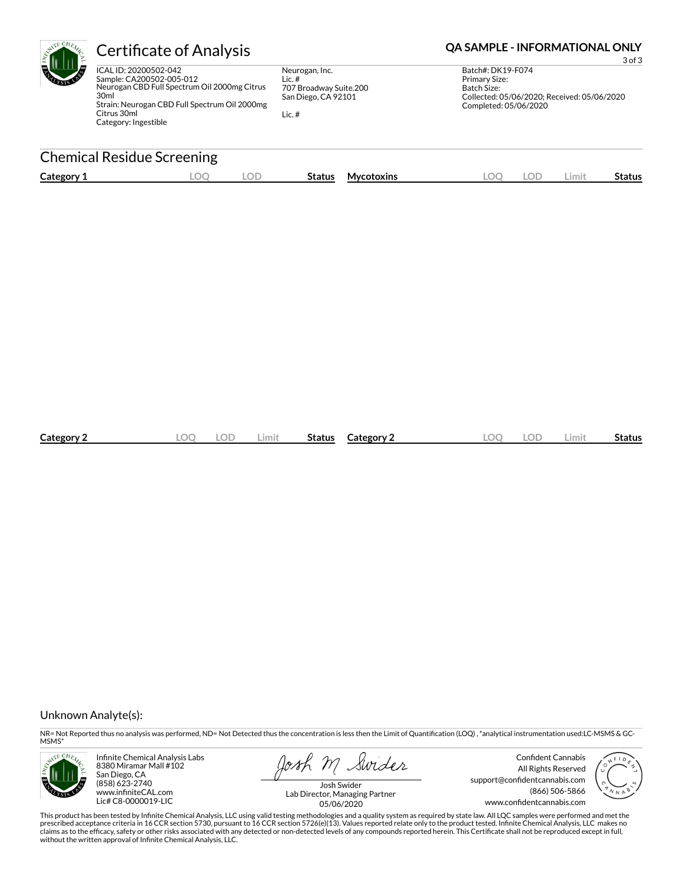# Certificate of Analysis

**QA SAMPLE - INFORMATIONAL ONLY**

ICAL ID: 20200502-042
Sample: CA200502-005-012
Neurogan CBD Full Spectrum Oil 2000mg Citrus 30ml
Strain: Neurogan CBD Full Spectrum Oil 2000mg Citrus 30ml
Category: Ingestible

Neurogan, Inc.
Lic. #
707 Broadway Suite.200
San Diego, CA 92101

Lic. #

Batch#: DK19-F074
Primary Size:
Batch Size:
Collected: 05/06/2020; Received: 05/06/2020
Completed: 05/06/2020

## Chemical Residue Screening

| Category 1 | LOQ | LOD | Status |
|---|---|---|---|

| Mycotoxins | LOQ | LOD | Limit | Status |
|---|---|---|---|---|

| Category 2 | LOQ | LOD | Limit | Status |
|---|---|---|---|---|

| Category 2 | LOQ | LOD | Limit | Status |
|---|---|---|---|---|

Unknown Analyte(s):

NR= Not Reported thus no analysis was performed, ND= Not Detected thus the concentration is less then the Limit of Quantification (LOQ) , *analytical instrumentation used:LC-MSMS & GC-MSMS*

Infinite Chemical Analysis Labs
8380 Miramar Mall #102
San Diego, CA
(858) 623-2740
www.infiniteCAL.com
Lic# C8-0000019-LIC

Josh Swider
Lab Director, Managing Partner
05/06/2020

Confident Cannabis
All Rights Reserved
support@confidentcannabis.com
(866) 506-5866
www.confidentcannabis.com

This product has been tested by Infinite Chemical Analysis, LLC using valid testing methodologies and a quality system as required by state law. All LQC samples were performed and met the prescribed acceptance criteria in 16 CCR section 5730, pursuant to 16 CCR section 5726(e)(13). Values reported relate only to the product tested. Infinite Chemical Analysis, LLC makes no claims as to the efficacy, safety or other risks associated with any detected or non-detected levels of any compounds reported herein. This Certificate shall not be reproduced except in full, without the written approval of Infinite Chemical Analysis, LLC.